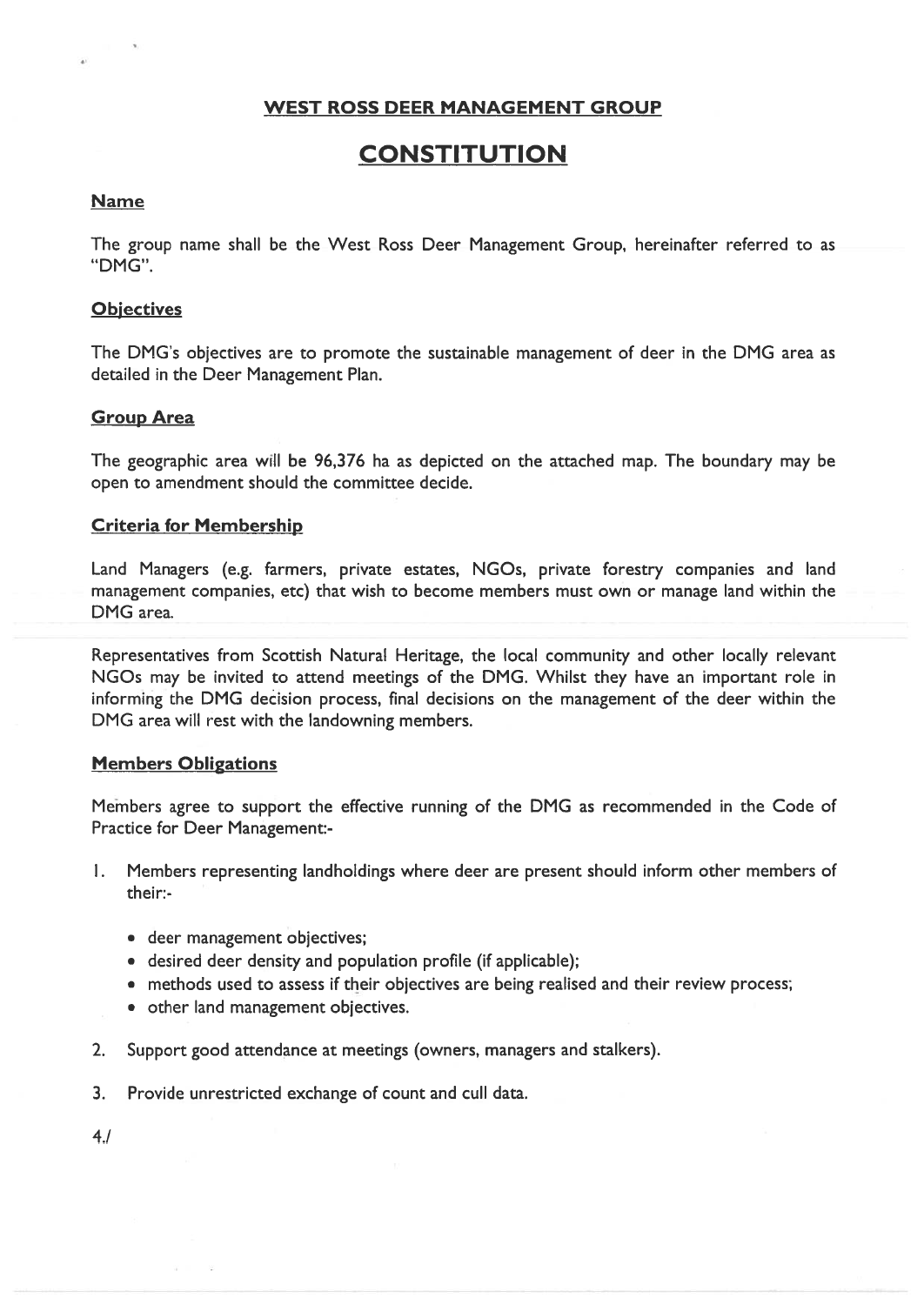## WEST ROSS DEER MANAGEMENT GROUP

# CONSTITUTION

### Name

The group name shall be the West Ross Deer Management Group, hereinafter referred to as "DMG".

### Objectives

The DMG's objectives are to promote the sustainable management of deer in the DMG area as detailed in the Deer Management Plan.

### Group Area

The geographic area will be 96,376 ha as depicted on the attached map. The boundary may be open to amendment should the committee decide.

### Criteria for Membership

Land Managers (e.g. farmers, private estates, NGOs, private forestry companies and land management companies, etc) that wish to become members must own or manage land within the DMG area.

Representatives from Scottish Natural Heritage, the local community and other locally relevant NGOs may be invited to attend meetings of the DMG. Whilst they have an important role in informing the DMG decision process, final decisions on the management of the deer within the DMG area will rest with the landowning members.

### Members Obligations

Members agree to support the effective running of the DMG as recommended in the Code of Practice for Deer Management:-

1. Members representing landholdings where deer are present should inform other members of their:-
   - deer management objectives;
   - desired deer density and population profile (if applicable);
   - methods used to assess if their objectives are being realised and their review process;
   - other land management objectives.
2. Support good attendance at meetings (owners, managers and stalkers).
3. Provide unrestricted exchange of count and cull data.

4./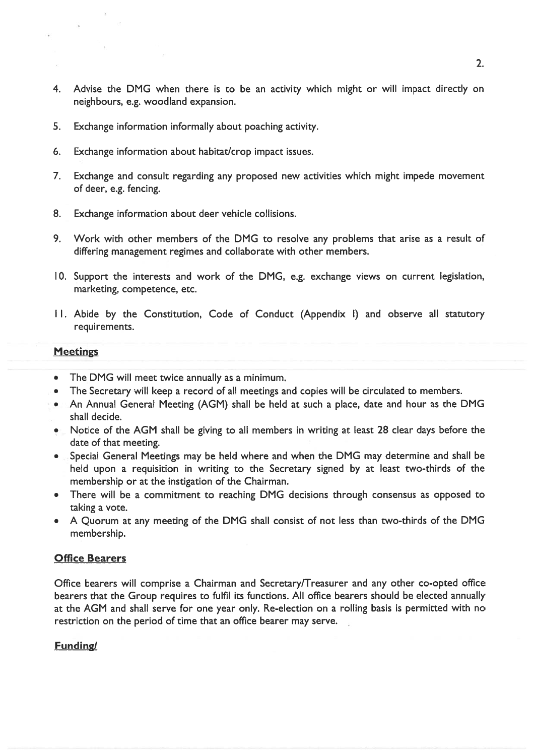4. Advise the DMG when there is to be an activity which might or will impact directly on neighbours, e.g. woodland expansion.

5. Exchange information informally about poaching activity.

6. Exchange information about habitat/crop impact issues.

7. Exchange and consult regarding any proposed new activities which might impede movement of deer, e.g. fencing.

8. Exchange information about deer vehicle collisions.

9. Work with other members of the DMG to resolve any problems that arise as a result of differing management regimes and collaborate with other members.

10. Support the interests and work of the DMG, e.g. exchange views on current legislation, marketing, competence, etc.

11. Abide by the Constitution, Code of Conduct (Appendix I) and observe all statutory requirements.

**Meetings**

- The DMG will meet twice annually as a minimum.
- The Secretary will keep a record of all meetings and copies will be circulated to members.
- An Annual General Meeting (AGM) shall be held at such a place, date and hour as the DMG shall decide.
- Notice of the AGM shall be giving to all members in writing at least 28 clear days before the date of that meeting.
- Special General Meetings may be held where and when the DMG may determine and shall be held upon a requisition in writing to the Secretary signed by at least two-thirds of the membership or at the instigation of the Chairman.
- There will be a commitment to reaching DMG decisions through consensus as opposed to taking a vote.
- A Quorum at any meeting of the DMG shall consist of not less than two-thirds of the DMG membership.

**Office Bearers**

Office bearers will comprise a Chairman and Secretary/Treasurer and any other co-opted office bearers that the Group requires to fulfil its functions. All office bearers should be elected annually at the AGM and shall serve for one year only. Re-election on a rolling basis is permitted with no restriction on the period of time that an office bearer may serve.

**Funding/**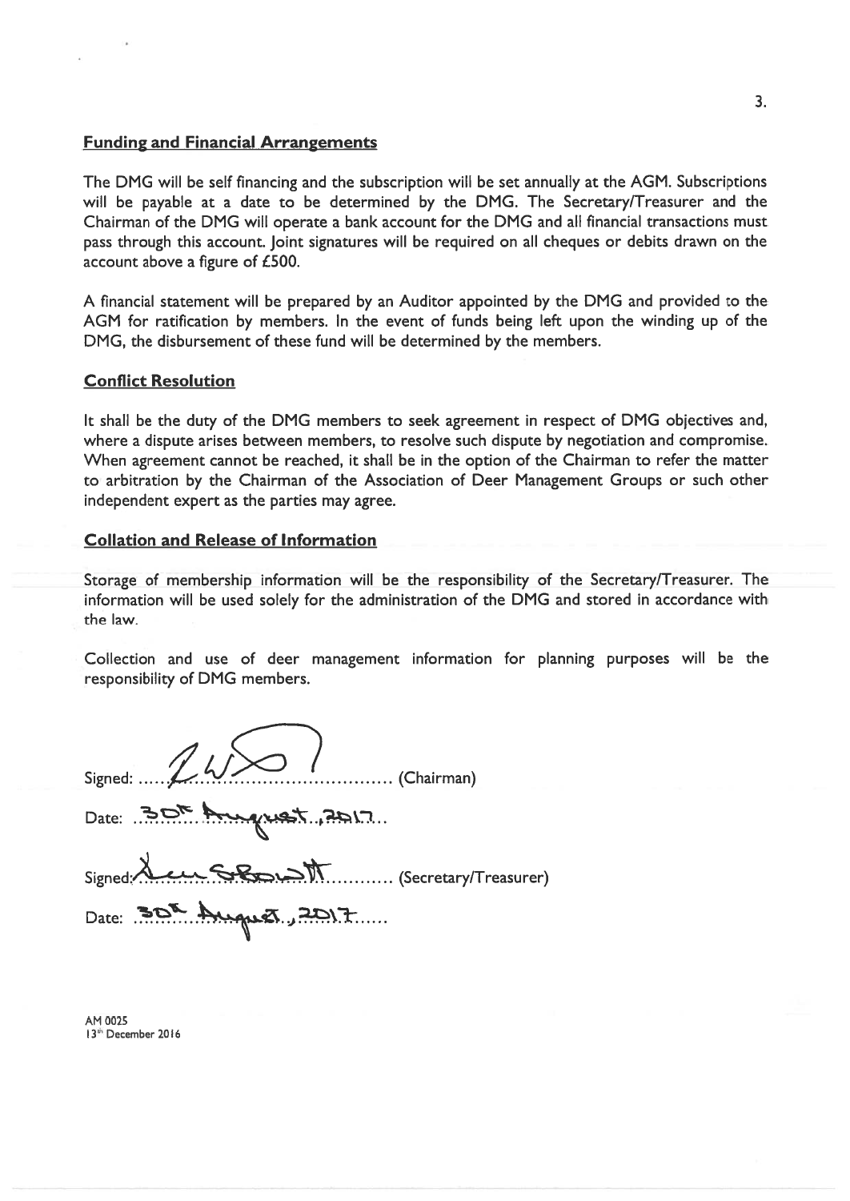## Funding and Financial Arrangements

The DMG will be self financing and the subscription will be set annually at the AGM. Subscriptions will be payable at a date to be determined by the DMG. The Secretary/Treasurer and the Chairman of the DMG will operate a bank account for the DMG and all financial transactions must pass through this account. Joint signatures will be required on all cheques or debits drawn on the account above a figure of £500.

A financial statement will be prepared by an Auditor appointed by the DMG and provided to the AGM for ratification by members. In the event of funds being left upon the winding up of the DMG, the disbursement of these fund will be determined by the members.

## Conflict Resolution

It shall be the duty of the DMG members to seek agreement in respect of DMG objectives and, where a dispute arises between members, to resolve such dispute by negotiation and compromise. When agreement cannot be reached, it shall be in the option of the Chairman to refer the matter to arbitration by the Chairman of the Association of Deer Management Groups or such other independent expert as the parties may agree.

## Collation and Release of Information

Storage of membership information will be the responsibility of the Secretary/Treasurer. The information will be used solely for the administration of the DMG and stored in accordance with the law.

Collection and use of deer management information for planning purposes will be the responsibility of DMG members.

Signed: ............................................ (Chairman)

Date: 30th August, 2017

Signed: ............................................ (Secretary/Treasurer)

Date: 30th August, 2017

AM 0025
13th December 2016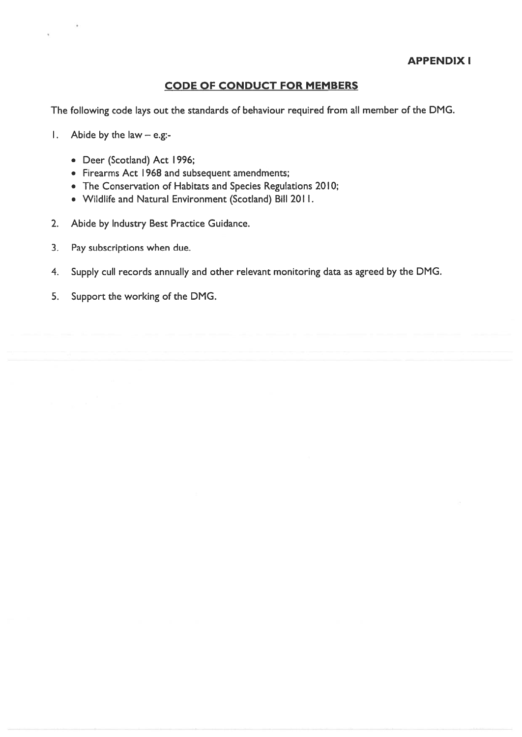**APPENDIX I**

## CODE OF CONDUCT FOR MEMBERS

The following code lays out the standards of behaviour required from all member of the DMG.

1. Abide by the law – e.g:-
   - Deer (Scotland) Act 1996;
   - Firearms Act 1968 and subsequent amendments;
   - The Conservation of Habitats and Species Regulations 2010;
   - Wildlife and Natural Environment (Scotland) Bill 2011.
2. Abide by Industry Best Practice Guidance.
3. Pay subscriptions when due.
4. Supply cull records annually and other relevant monitoring data as agreed by the DMG.
5. Support the working of the DMG.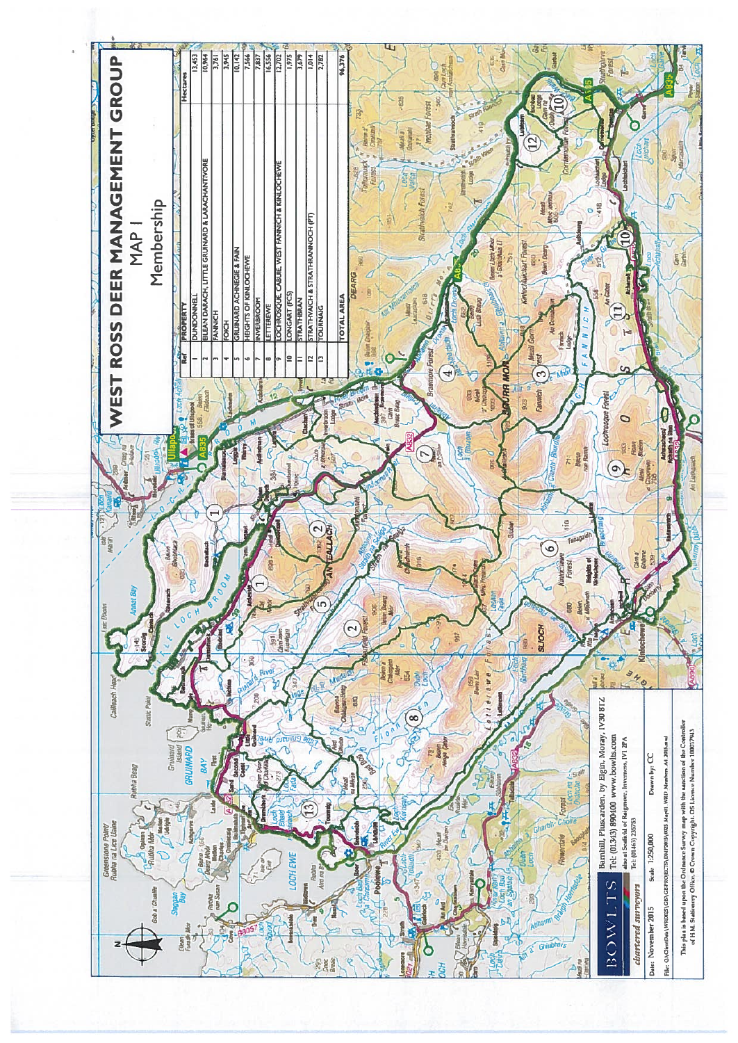# WEST ROSS DEER MANAGEMENT GROUP

## MAP 1

## Membership

| Ref | PROPERTY | Hectares |
|---|---|---|
| 1 | DUNDONNELL | 13,453 |
| 2 | EILEAN DARACH, LITTLE GRUINARD & LARACHANTIVORE | 10,964 |
| 3 | FANNICH | 3,761 |
| 4 | FOICH | 3,945 |
| 5 | GRUINARD ACHNEGIE & FAIN | 10,142 |
| 6 | HEIGHTS OF KINLOCHEWE | 7,566 |
| 7 | INVERBROOM | 7,837 |
| 8 | LETTEREWE | 16,556 |
| 9 | LOCHROSQUE, CABUIE, WEST FANNICH & KINLOCHEWE | 12,702 |
| 10 | LONGART (FCS) | 1,975 |
| 11 | STRATHBRAN | 3,679 |
| 12 | STRATHVAICH & STRATHRANNOCH (PT) | 1,014 |
| 13 | TOURNAIG | 2,782 |
| | TOTAL AREA | 96,376 |

BOWLTS
chartered surveyors

Barnhill, Pluscarden, by Elgin, Moray, IV30 8TZ
Tel: (01343) 890400 www.bowlts.com
also at Seafield of Raigmore, Inverness, IV2 2PA
Tel: (01463) 235755

Date: November 2015 Scale 1:250,000 Drawn by: CC

File: Q:\ClientData\WRDG\GIS\PROJECTS\DM\2015\0025 Map01 WRD Members A4 2015.mxd

This plan is based upon the Ordnance Survey map with the sanction of the Controller of H.M. Stationery Office, © Crown Copyright. OS Licence Number 100017943